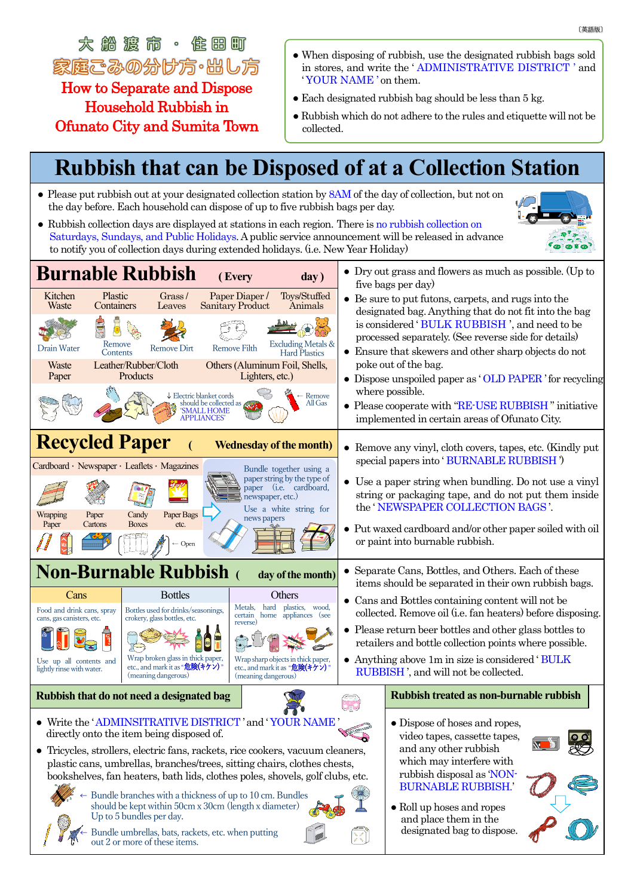〔英語版〕

# 大 船 渡 市 ・ 住 田 町
# 家庭ごみの分け方・出し方
# How to Separate and Dispose Household Rubbish in Ofunato City and Sumita Town

- When disposing of rubbish, use the designated rubbish bags sold in stores, and write the ' ADMINISTRATIVE DISTRICT ' and ' YOUR NAME ' on them.
- Each designated rubbish bag should be less than 5 kg.
- Rubbish which do not adhere to the rules and etiquette will not be collected.

## Rubbish that can be Disposed of at a Collection Station

- Please put rubbish out at your designated collection station by 8AM of the day of collection, but not on the day before. Each household can dispose of up to five rubbish bags per day.
- Rubbish collection days are displayed at stations in each region. There is no rubbish collection on Saturdays, Sundays, and Public Holidays. A public service announcement will be released in advance to notify you of collection days during extended holidays. (i.e. New Year Holiday)

### Burnable Rubbish ( Every day )

| Kitchen Waste | Plastic Containers | Grass / Leaves | Paper Diaper / Sanitary Product | Toys/Stuffed Animals |
|---|---|---|---|---|
| Drain Water | Remove Contents | Remove Dirt | Remove Filth | Excluding Metals & Hard Plastics |

| Waste Paper | Leather/Rubber/Cloth Products | Others (Aluminum Foil, Shells, Lighters, etc.) |
|---|---|---|

↓ Electric blanket cords should be collected as 'SMALL HOME APPLIANCES'

← Remove All Gas

- Dry out grass and flowers as much as possible. (Up to five bags per day)
- Be sure to put futons, carpets, and rugs into the designated bag. Anything that do not fit into the bag is considered ' BULK RUBBISH ', and need to be processed separately. (See reverse side for details)
- Ensure that skewers and other sharp objects do not poke out of the bag.
- Dispose unspoiled paper as ' OLD PAPER ' for recycling where possible.
- Please cooperate with "RE-USE RUBBISH " initiative implemented in certain areas of Ofunato City.

### Recycled Paper ( Wednesday of the month)

Cardboard · Newspaper · Leaflets · Magazines

Bundle together using a paper string by the type of paper (i.e. cardboard, newspaper, etc.)

Use a white string for news papers

| Wrapping Paper | Paper Cartons | Candy Boxes | Paper Bags etc. |
|---|---|---|---|

← Open

- Remove any vinyl, cloth covers, tapes, etc. (Kindly put special papers into ' BURNABLE RUBBISH ')
- Use a paper string when bundling. Do not use a vinyl string or packaging tape, and do not put them inside the ' NEWSPAPER COLLECTION BAGS '.
- Put waxed cardboard and/or other paper soiled with oil or paint into burnable rubbish.

### Non-Burnable Rubbish ( day of the month)

| Cans | Bottles | Others |
|---|---|---|
| Food and drink cans, spray cans, gas canisters, etc. | Bottles used for drinks/seasonings, crokery, glass bottles, etc. | Metals, hard plastics, wood, certain home appliances (see reverse) |
| Use up all contents and lightly rinse with water. | Wrap broken glass in thick paper, etc., and mark it as "危険(キケン)" (meaning dangerous) | Wrap sharp objects in thick paper, etc., and mark it as "危険(キケン)" (meaning dangerous) |

- Separate Cans, Bottles, and Others. Each of these items should be separated in their own rubbish bags.
- Cans and Bottles containing content will not be collected. Remove oil (i.e. fan heaters) before disposing.
- Please return beer bottles and other glass bottles to retailers and bottle collection points where possible.
- Anything above 1m in size is considered ' BULK RUBBISH ', and will not be collected.

### Rubbish that do not need a designated bag

- Write the ' ADMINSITRATIVE DISTRICT ' and ' YOUR NAME ' directly onto the item being disposed of.
- Tricycles, strollers, electric fans, rackets, rice cookers, vacuum cleaners, plastic cans, umbrellas, branches/trees, sitting chairs, clothes chests, bookshelves, fan heaters, bath lids, clothes poles, shovels, golf clubs, etc.

← Bundle branches with a thickness of up to 10 cm. Bundles should be kept within 50cm x 30cm (length x diameter) Up to 5 bundles per day.

← Bundle umbrellas, bats, rackets, etc. when putting out 2 or more of these items.

### Rubbish treated as non-burnable rubbish

- Dispose of hoses and ropes, video tapes, cassette tapes, and any other rubbish which may interfere with rubbish disposal as 'NON-BURNABLE RUBBISH.'
- Roll up hoses and ropes and place them in the designated bag to dispose.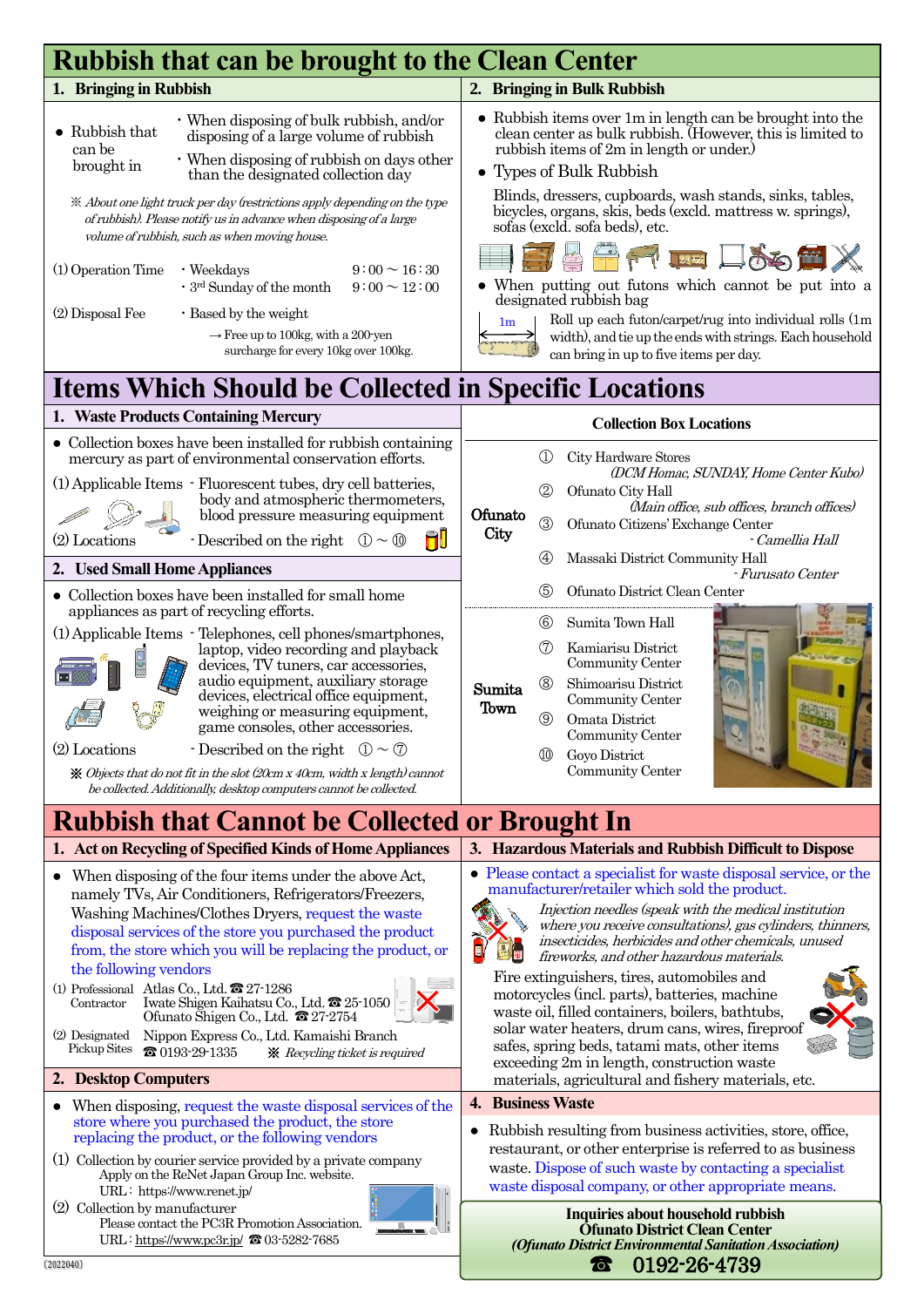# Rubbish that can be brought to the Clean Center

## 1. Bringing in Rubbish

- Rubbish that can be brought in
  - When disposing of bulk rubbish, and/or disposing of a large volume of rubbish
  - When disposing of rubbish on days other than the designated collection day

※ *About one light truck per day (restrictions apply depending on the type of rubbish). Please notify us in advance when disposing of a large volume of rubbish, such as when moving house.*

(1) Operation Time
- Weekdays 9：00 ～ 16：30
- 3rd Sunday of the month 9：00 ～ 12：00

(2) Disposal Fee
- Based by the weight

→ Free up to 100kg, with a 200-yen surcharge for every 10kg over 100kg.

## 2. Bringing in Bulk Rubbish

- Rubbish items over 1m in length can be brought into the clean center as bulk rubbish. (However, this is limited to rubbish items of 2m in length or under.)
- Types of Bulk Rubbish

Blinds, dressers, cupboards, wash stands, sinks, tables, bicycles, organs, skis, beds (excld. mattress w. springs), sofas (excld. sofa beds), etc.

- When putting out futons which cannot be put into a designated rubbish bag

1m

Roll up each futon/carpet/rug into individual rolls (1m width), and tie up the ends with strings. Each household can bring in up to five items per day.

# Items Which Should be Collected in Specific Locations

## 1. Waste Products Containing Mercury

- Collection boxes have been installed for rubbish containing mercury as part of environmental conservation efforts.

(1) Applicable Items - Fluorescent tubes, dry cell batteries, body and atmospheric thermometers, blood pressure measuring equipment

(2) Locations - Described on the right ①～⑩

## 2. Used Small Home Appliances

- Collection boxes have been installed for small home appliances as part of recycling efforts.

(1) Applicable Items - Telephones, cell phones/smartphones, laptop, video recording and playback devices, TV tuners, car accessories, audio equipment, auxiliary storage devices, electrical office equipment, weighing or measuring equipment, game consoles, other accessories.

(2) Locations - Described on the right ①～⑦

※ *Objects that do not fit in the slot (20cm x 40cm, width x length) cannot be collected. Additionally, desktop computers cannot be collected.*

### Collection Box Locations

**Ofunato City**

① City Hardware Stores *(DCM Homac, SUNDAY, Home Center Kubo)*

② Ofunato City Hall *(Main office, sub offices, branch offices)*

③ Ofunato Citizens' Exchange Center *- Camellia Hall*

④ Massaki District Community Hall *- Furusato Center*

⑤ Ofunato District Clean Center

**Sumita Town**

⑥ Sumita Town Hall

⑦ Kamiarisu District Community Center

⑧ Shimoarisu District Community Center

⑨ Omata District Community Center

⑩ Goyo District Community Center

# Rubbish that Cannot be Collected or Brought In

## 1. Act on Recycling of Specified Kinds of Home Appliances

- When disposing of the four items under the above Act, namely TVs, Air Conditioners, Refrigerators/Freezers, Washing Machines/Clothes Dryers, request the waste disposal services of the store you purchased the product from, the store which you will be replacing the product, or the following vendors

(1) Professional Contractor
- Atlas Co., Ltd. ☎ 27-1286
- Iwate Shigen Kaihatsu Co., Ltd. ☎ 25-1050
- Ofunato Shigen Co., Ltd. ☎ 27-2754

(2) Designated Pickup Sites
- Nippon Express Co., Ltd. Kamaishi Branch ☎ 0193-29-1335

※ *Recycling ticket is required*

## 2. Desktop Computers

- When disposing, request the waste disposal services of the store where you purchased the product, the store replacing the product, or the following vendors

(1) Collection by courier service provided by a private company
Apply on the ReNet Japan Group Inc. website.
URL：https://www.renet.jp/

(2) Collection by manufacturer
Please contact the PC3R Promotion Association.
URL：https://www.pc3r.jp/ ☎ 03-5282-7685

## 3. Hazardous Materials and Rubbish Difficult to Dispose

- Please contact a specialist for waste disposal service, or the manufacturer/retailer which sold the product.

*Injection needles (speak with the medical institution where you receive consultations), gas cylinders, thinners, insecticides, herbicides and other chemicals, unused fireworks, and other hazardous materials.*

Fire extinguishers, tires, automobiles and motorcycles (incl. parts), batteries, machine waste oil, filled containers, boilers, bathtubs, solar water heaters, drum cans, wires, fireproof safes, spring beds, tatami mats, other items exceeding 2m in length, construction waste materials, agricultural and fishery materials, etc.

## 4. Business Waste

- Rubbish resulting from business activities, store, office, restaurant, or other enterprise is referred to as business waste. Dispose of such waste by contacting a specialist waste disposal company, or other appropriate means.

**Inquiries about household rubbish**
**Ofunato District Clean Center**
***(Ofunato District Environmental Sanitation Association)***
**☎ 0192-26-4739**

(2022040)